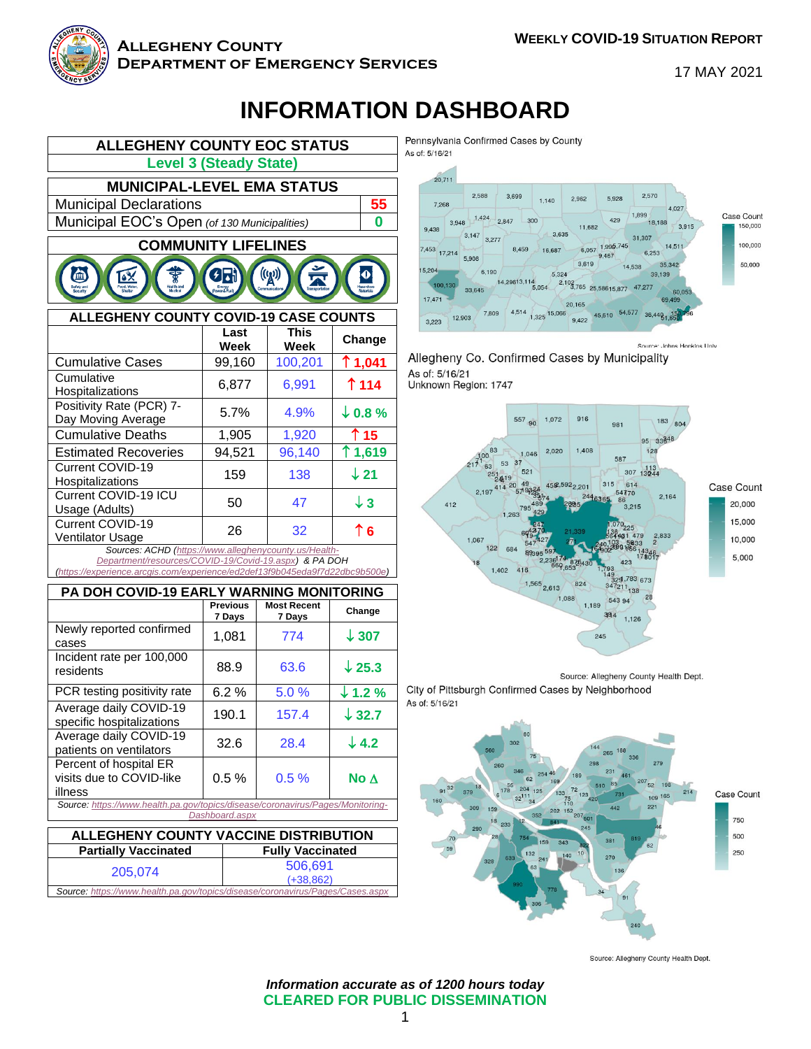# Allegheny County Department of Emergency Services

**Weekly COVID-19 Situation Report**

17 MAY 2021

# INFORMATION DASHBOARD

| ALLEGHENY COUNTY EOC STATUS |
|---|
| Level 3 (Steady State) |

| MUNICIPAL-LEVEL EMA STATUS | |
|---|---|
| Municipal Declarations | 55 |
| Municipal EOC's Open *(of 130 Municipalities)* | 0 |

**COMMUNITY LIFELINES**

Safety and Security · Food, Water, Shelter · Health and Medical · Energy (Power & Fuel) · Communications · Transportation · Hazardous Materials

| ALLEGHENY COUNTY COVID-19 CASE COUNTS | Last Week | This Week | Change |
|---|---|---|---|
| Cumulative Cases | 99,160 | 100,201 | ↑ 1,041 |
| Cumulative Hospitalizations | 6,877 | 6,991 | ↑ 114 |
| Positivity Rate (PCR) 7-Day Moving Average | 5.7% | 4.9% | ↓ 0.8 % |
| Cumulative Deaths | 1,905 | 1,920 | ↑ 15 |
| Estimated Recoveries | 94,521 | 96,140 | ↑ 1,619 |
| Current COVID-19 Hospitalizations | 159 | 138 | ↓ 21 |
| Current COVID-19 ICU Usage (Adults) | 50 | 47 | ↓ 3 |
| Current COVID-19 Ventilator Usage | 26 | 32 | ↑ 6 |

*Sources: ACHD (https://www.alleghenycounty.us/Health-Department/resources/COVID-19/Covid-19.aspx) & PA DOH (https://experience.arcgis.com/experience/ed2def13f9b045eda9f7d22dbc9b500e)*

| PA DOH COVID-19 EARLY WARNING MONITORING | Previous 7 Days | Most Recent 7 Days | Change |
|---|---|---|---|
| Newly reported confirmed cases | 1,081 | 774 | ↓ 307 |
| Incident rate per 100,000 residents | 88.9 | 63.6 | ↓ 25.3 |
| PCR testing positivity rate | 6.2 % | 5.0 % | ↓ 1.2 % |
| Average daily COVID-19 specific hospitalizations | 190.1 | 157.4 | ↓ 32.7 |
| Average daily COVID-19 patients on ventilators | 32.6 | 28.4 | ↓ 4.2 |
| Percent of hospital ER visits due to COVID-like illness | 0.5 % | 0.5 % | No ∆ |

*Source: https://www.health.pa.gov/topics/disease/coronavirus/Pages/Monitoring-Dashboard.aspx*

| ALLEGHENY COUNTY VACCINE DISTRIBUTION | |
|---|---|
| **Partially Vaccinated** | **Fully Vaccinated** |
| 205,074 | 506,691 (+38,862) |

*Source: https://www.health.pa.gov/topics/disease/coronavirus/Pages/Cases.aspx*

Pennsylvania Confirmed Cases by County
As of: 5/16/21

Source: Johns Hopkins Univ.

Allegheny Co. Confirmed Cases by Municipality
As of: 5/16/21
Unknown Region: 1747

Source: Allegheny County Health Dept.

City of Pittsburgh Confirmed Cases by Neighborhood
As of: 5/16/21

Source: Allegheny County Health Dept.

***Information accurate as of 1200 hours today***

**CLEARED FOR PUBLIC DISSEMINATION**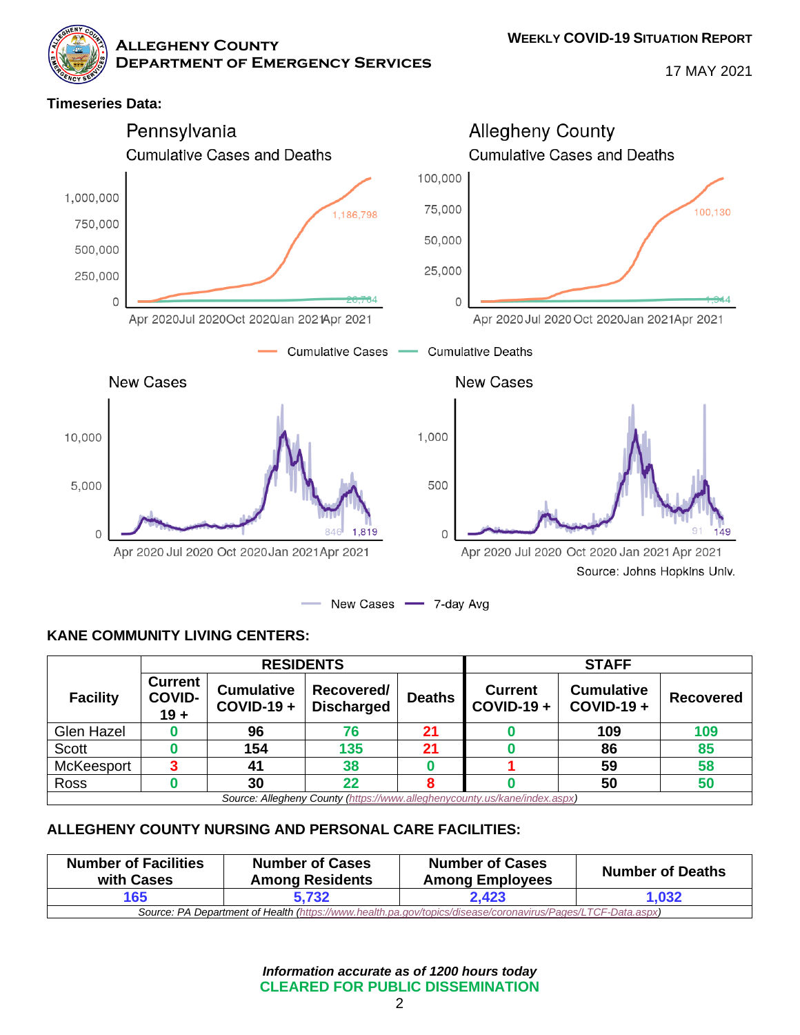**Timeseries Data:**

Pennsylvania

Cumulative Cases and Deaths

Allegheny County

Cumulative Cases and Deaths

New Cases

New Cases

Source: Johns Hopkins Univ.

## KANE COMMUNITY LIVING CENTERS:

| Facility | RESIDENTS | | | | STAFF | | |
|---|---|---|---|---|---|---|---|
| | Current COVID-19 + | Cumulative COVID-19 + | Recovered/ Discharged | Deaths | Current COVID-19 + | Cumulative COVID-19 + | Recovered |
| Glen Hazel | 0 | 96 | 76 | 21 | 0 | 109 | 109 |
| Scott | 0 | 154 | 135 | 21 | 0 | 86 | 85 |
| McKeesport | 3 | 41 | 38 | 0 | 1 | 59 | 58 |
| Ross | 0 | 30 | 22 | 8 | 0 | 50 | 50 |

*Source: Allegheny County (https://www.alleghenycounty.us/kane/index.aspx)*

## ALLEGHENY COUNTY NURSING AND PERSONAL CARE FACILITIES:

| Number of Facilities with Cases | Number of Cases Among Residents | Number of Cases Among Employees | Number of Deaths |
|---|---|---|---|
| 165 | 5,732 | 2,423 | 1,032 |

*Source: PA Department of Health (https://www.health.pa.gov/topics/disease/coronavirus/Pages/LTCF-Data.aspx)*

***Information accurate as of 1200 hours today***

**CLEARED FOR PUBLIC DISSEMINATION**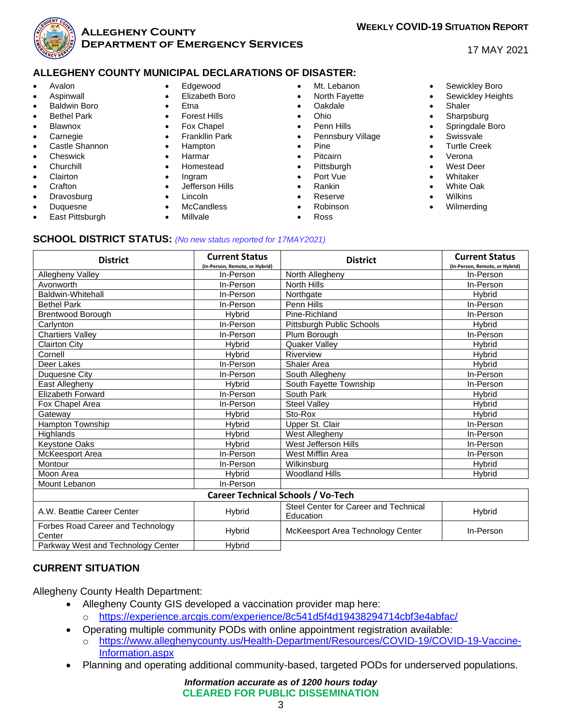## ALLEGHENY COUNTY MUNICIPAL DECLARATIONS OF DISASTER:

- Avalon
- Aspinwall
- Baldwin Boro
- Bethel Park
- Blawnox
- Carnegie
- Castle Shannon
- Cheswick
- Churchill
- Clairton
- Crafton
- Dravosburg
- Duquesne
- East Pittsburgh
- Edgewood
- Elizabeth Boro
- Etna
- Forest Hills
- Fox Chapel
- Frankllin Park
- Hampton
- Harmar
- Homestead
- Ingram
- Jefferson Hills
- Lincoln
- McCandless
- Millvale
- Mt. Lebanon
- North Fayette
- Oakdale
- Ohio
- Penn Hills
- Pennsbury Village
- Pine
- Pitcairn
- Pittsburgh
- Port Vue
- Rankin
- Reserve
- Robinson
- Ross
- Sewickley Boro
- Sewickley Heights
- Shaler
- Sharpsburg
- Springdale Boro
- Swissvale
- Turtle Creek
- Verona
- West Deer
- Whitaker
- White Oak
- Wilkins
- Wilmerding

## SCHOOL DISTRICT STATUS: *(No new status reported for 17MAY2021)*

| District | Current Status (In-Person, Remote, or Hybrid) | District | Current Status (In-Person, Remote, or Hybrid) |
|---|---|---|---|
| Allegheny Valley | In-Person | North Allegheny | In-Person |
| Avonworth | In-Person | North Hills | In-Person |
| Baldwin-Whitehall | In-Person | Northgate | Hybrid |
| Bethel Park | In-Person | Penn Hills | In-Person |
| Brentwood Borough | Hybrid | Pine-Richland | In-Person |
| Carlynton | In-Person | Pittsburgh Public Schools | Hybrid |
| Chartiers Valley | In-Person | Plum Borough | In-Person |
| Clairton City | Hybrid | Quaker Valley | Hybrid |
| Cornell | Hybrid | Riverview | Hybrid |
| Deer Lakes | In-Person | Shaler Area | Hybrid |
| Duquesne City | In-Person | South Allegheny | In-Person |
| East Allegheny | Hybrid | South Fayette Township | In-Person |
| Elizabeth Forward | In-Person | South Park | Hybrid |
| Fox Chapel Area | In-Person | Steel Valley | Hybrid |
| Gateway | Hybrid | Sto-Rox | Hybrid |
| Hampton Township | Hybrid | Upper St. Clair | In-Person |
| Highlands | Hybrid | West Allegheny | In-Person |
| Keystone Oaks | Hybrid | West Jefferson Hills | In-Person |
| McKeesport Area | In-Person | West Mifflin Area | In-Person |
| Montour | In-Person | Wilkinsburg | Hybrid |
| Moon Area | Hybrid | Woodland Hills | Hybrid |
| Mount Lebanon | In-Person | | |
| **Career Technical Schools / Vo-Tech** | | | |
| A.W. Beattie Career Center | Hybrid | Steel Center for Career and Technical Education | Hybrid |
| Forbes Road Career and Technology Center | Hybrid | McKeesport Area Technology Center | In-Person |
| Parkway West and Technology Center | Hybrid | | |

## CURRENT SITUATION

Allegheny County Health Department:

- Allegheny County GIS developed a vaccination provider map here:
  - https://experience.arcgis.com/experience/8c541d5f4d19438294714cbf3e4abfac/
- Operating multiple community PODs with online appointment registration available:
  - https://www.alleghenycounty.us/Health-Department/Resources/COVID-19/COVID-19-Vaccine-Information.aspx
- Planning and operating additional community-based, targeted PODs for underserved populations.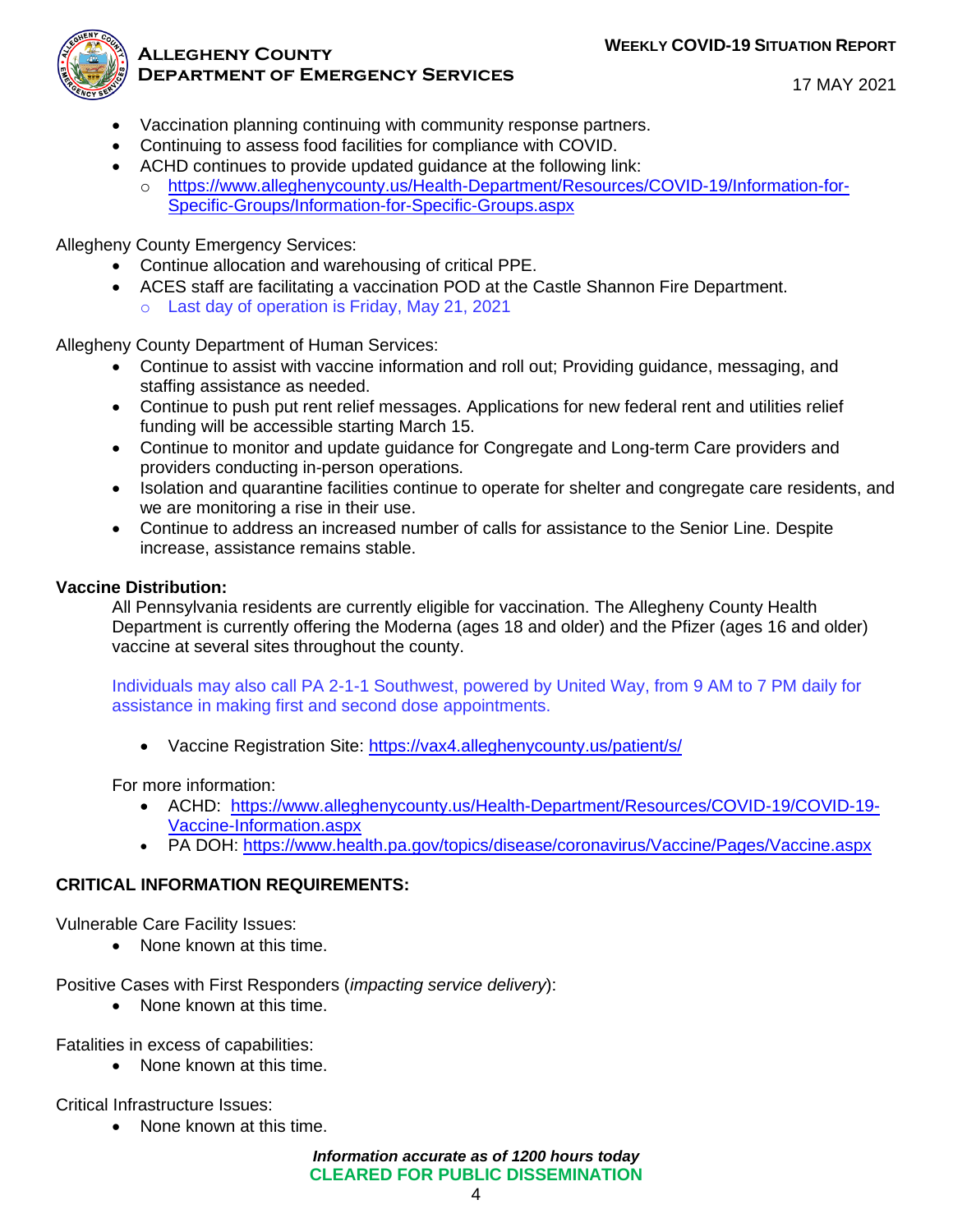- Vaccination planning continuing with community response partners.
- Continuing to assess food facilities for compliance with COVID.
- ACHD continues to provide updated guidance at the following link:
  - https://www.alleghenycounty.us/Health-Department/Resources/COVID-19/Information-for-Specific-Groups/Information-for-Specific-Groups.aspx

Allegheny County Emergency Services:

- Continue allocation and warehousing of critical PPE.
- ACES staff are facilitating a vaccination POD at the Castle Shannon Fire Department.
  - Last day of operation is Friday, May 21, 2021

Allegheny County Department of Human Services:

- Continue to assist with vaccine information and roll out; Providing guidance, messaging, and staffing assistance as needed.
- Continue to push put rent relief messages. Applications for new federal rent and utilities relief funding will be accessible starting March 15.
- Continue to monitor and update guidance for Congregate and Long-term Care providers and providers conducting in-person operations.
- Isolation and quarantine facilities continue to operate for shelter and congregate care residents, and we are monitoring a rise in their use.
- Continue to address an increased number of calls for assistance to the Senior Line. Despite increase, assistance remains stable.

**Vaccine Distribution:**

All Pennsylvania residents are currently eligible for vaccination. The Allegheny County Health Department is currently offering the Moderna (ages 18 and older) and the Pfizer (ages 16 and older) vaccine at several sites throughout the county.

Individuals may also call PA 2-1-1 Southwest, powered by United Way, from 9 AM to 7 PM daily for assistance in making first and second dose appointments.

- Vaccine Registration Site: https://vax4.alleghenycounty.us/patient/s/

For more information:

- ACHD: https://www.alleghenycounty.us/Health-Department/Resources/COVID-19/COVID-19-Vaccine-Information.aspx
- PA DOH: https://www.health.pa.gov/topics/disease/coronavirus/Vaccine/Pages/Vaccine.aspx

**CRITICAL INFORMATION REQUIREMENTS:**

Vulnerable Care Facility Issues:

- None known at this time.

Positive Cases with First Responders (*impacting service delivery*):

- None known at this time.

Fatalities in excess of capabilities:

- None known at this time.

Critical Infrastructure Issues:

- None known at this time.

***Information accurate as of 1200 hours today***

**CLEARED FOR PUBLIC DISSEMINATION**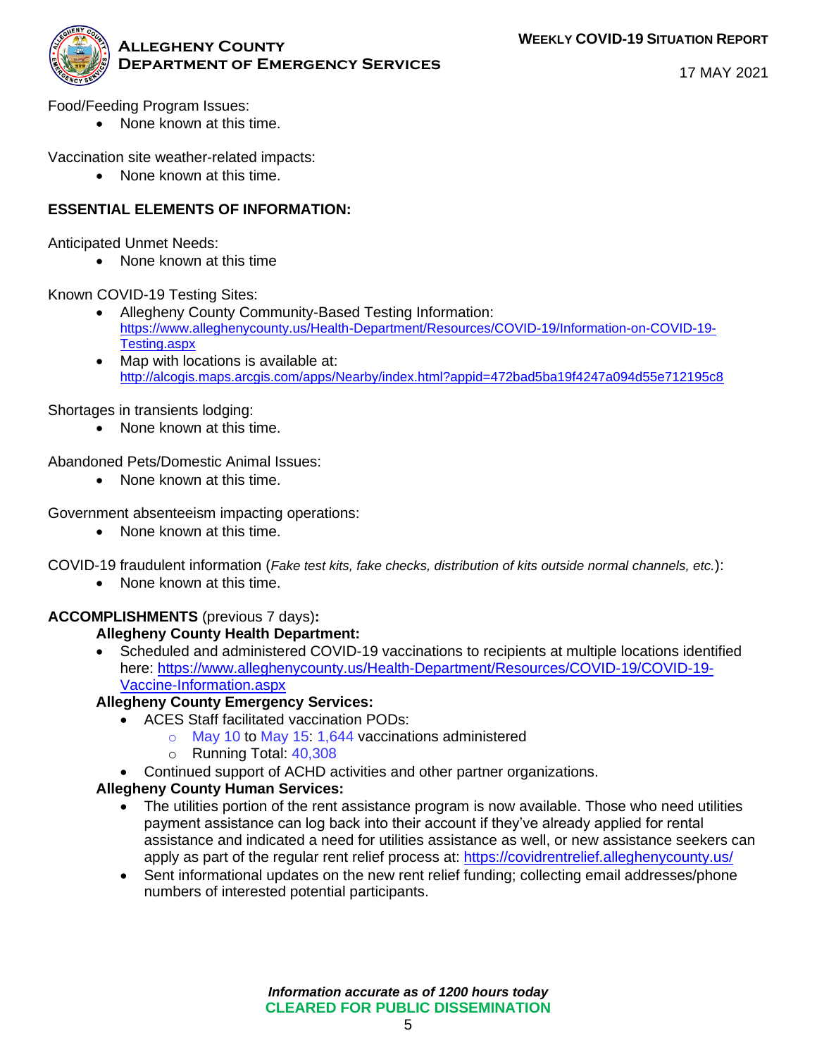Food/Feeding Program Issues:

- None known at this time.

Vaccination site weather-related impacts:

- None known at this time.

**ESSENTIAL ELEMENTS OF INFORMATION:**

Anticipated Unmet Needs:

- None known at this time

Known COVID-19 Testing Sites:

- Allegheny County Community-Based Testing Information: https://www.alleghenycounty.us/Health-Department/Resources/COVID-19/Information-on-COVID-19-Testing.aspx
- Map with locations is available at: http://alcogis.maps.arcgis.com/apps/Nearby/index.html?appid=472bad5ba19f4247a094d55e712195c8

Shortages in transients lodging:

- None known at this time.

Abandoned Pets/Domestic Animal Issues:

- None known at this time.

Government absenteeism impacting operations:

- None known at this time.

COVID-19 fraudulent information (*Fake test kits, fake checks, distribution of kits outside normal channels, etc.*):

- None known at this time.

**ACCOMPLISHMENTS** (previous 7 days)**:**

**Allegheny County Health Department:**

- Scheduled and administered COVID-19 vaccinations to recipients at multiple locations identified here: https://www.alleghenycounty.us/Health-Department/Resources/COVID-19/COVID-19-Vaccine-Information.aspx

**Allegheny County Emergency Services:**

- ACES Staff facilitated vaccination PODs:
  - May 10 to May 15: 1,644 vaccinations administered
  - Running Total: 40,308
- Continued support of ACHD activities and other partner organizations.

**Allegheny County Human Services:**

- The utilities portion of the rent assistance program is now available. Those who need utilities payment assistance can log back into their account if they've already applied for rental assistance and indicated a need for utilities assistance as well, or new assistance seekers can apply as part of the regular rent relief process at: https://covidrentrelief.alleghenycounty.us/
- Sent informational updates on the new rent relief funding; collecting email addresses/phone numbers of interested potential participants.

***Information accurate as of 1200 hours today***

**CLEARED FOR PUBLIC DISSEMINATION**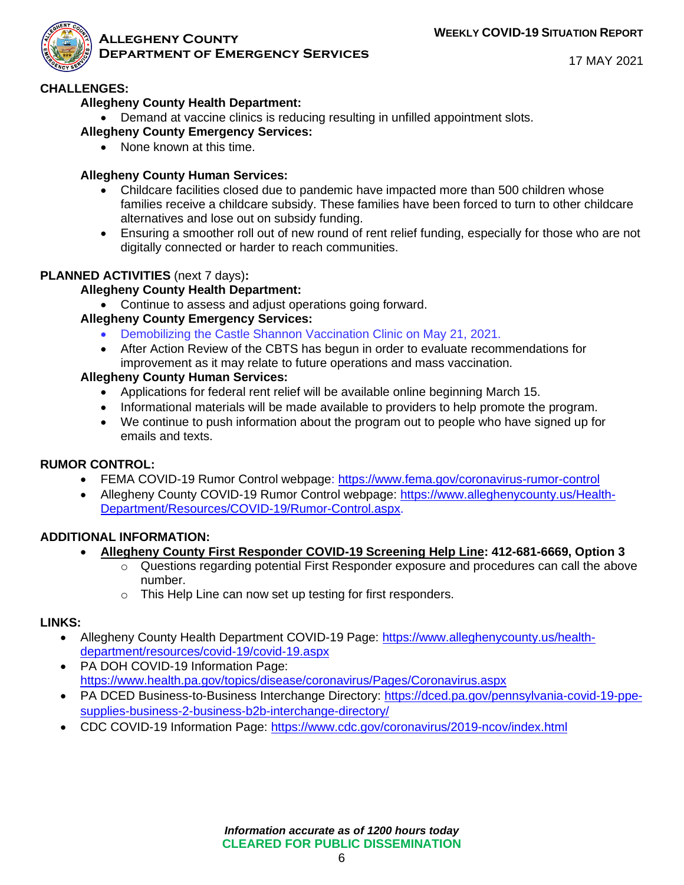## CHALLENGES:

**Allegheny County Health Department:**

- Demand at vaccine clinics is reducing resulting in unfilled appointment slots.

**Allegheny County Emergency Services:**

- None known at this time.

**Allegheny County Human Services:**

- Childcare facilities closed due to pandemic have impacted more than 500 children whose families receive a childcare subsidy. These families have been forced to turn to other childcare alternatives and lose out on subsidy funding.
- Ensuring a smoother roll out of new round of rent relief funding, especially for those who are not digitally connected or harder to reach communities.

## PLANNED ACTIVITIES (next 7 days):

**Allegheny County Health Department:**

- Continue to assess and adjust operations going forward.

**Allegheny County Emergency Services:**

- Demobilizing the Castle Shannon Vaccination Clinic on May 21, 2021.
- After Action Review of the CBTS has begun in order to evaluate recommendations for improvement as it may relate to future operations and mass vaccination.

**Allegheny County Human Services:**

- Applications for federal rent relief will be available online beginning March 15.
- Informational materials will be made available to providers to help promote the program.
- We continue to push information about the program out to people who have signed up for emails and texts.

## RUMOR CONTROL:

- FEMA COVID-19 Rumor Control webpage: https://www.fema.gov/coronavirus-rumor-control
- Allegheny County COVID-19 Rumor Control webpage: https://www.alleghenycounty.us/Health-Department/Resources/COVID-19/Rumor-Control.aspx.

## ADDITIONAL INFORMATION:

- **Allegheny County First Responder COVID-19 Screening Help Line: 412-681-6669, Option 3**
  - Questions regarding potential First Responder exposure and procedures can call the above number.
  - This Help Line can now set up testing for first responders.

## LINKS:

- Allegheny County Health Department COVID-19 Page: https://www.alleghenycounty.us/health-department/resources/covid-19/covid-19.aspx
- PA DOH COVID-19 Information Page: https://www.health.pa.gov/topics/disease/coronavirus/Pages/Coronavirus.aspx
- PA DCED Business-to-Business Interchange Directory: https://dced.pa.gov/pennsylvania-covid-19-ppe-supplies-business-2-business-b2b-interchange-directory/
- CDC COVID-19 Information Page: https://www.cdc.gov/coronavirus/2019-ncov/index.html

***Information accurate as of 1200 hours today***

**CLEARED FOR PUBLIC DISSEMINATION**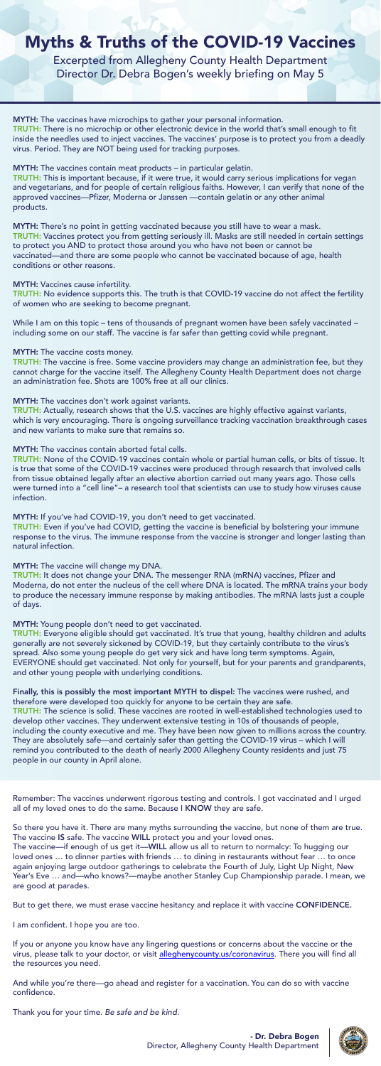# Myths & Truths of the COVID-19 Vaccines

Excerpted from Allegheny County Health Department Director Dr. Debra Bogen's weekly briefing on May 5

**MYTH:** The vaccines have microchips to gather your personal information.
**TRUTH:** There is no microchip or other electronic device in the world that's small enough to fit inside the needles used to inject vaccines. The vaccines' purpose is to protect you from a deadly virus. Period. They are NOT being used for tracking purposes.

**MYTH:** The vaccines contain meat products – in particular gelatin.
**TRUTH:** This is important because, if it were true, it would carry serious implications for vegan and vegetarians, and for people of certain religious faiths. However, I can verify that none of the approved vaccines—Pfizer, Moderna or Janssen —contain gelatin or any other animal products.

**MYTH:** There's no point in getting vaccinated because you still have to wear a mask.
**TRUTH:** Vaccines protect you from getting seriously ill. Masks are still needed in certain settings to protect you AND to protect those around you who have not been or cannot be vaccinated—and there are some people who cannot be vaccinated because of age, health conditions or other reasons.

**MYTH:** Vaccines cause infertility.
**TRUTH:** No evidence supports this. The truth is that COVID-19 vaccine do not affect the fertility of women who are seeking to become pregnant.

While I am on this topic – tens of thousands of pregnant women have been safely vaccinated – including some on our staff. The vaccine is far safer than getting covid while pregnant.

**MYTH:** The vaccine costs money.
**TRUTH:** The vaccine is free. Some vaccine providers may change an administration fee, but they cannot charge for the vaccine itself. The Allegheny County Health Department does not charge an administration fee. Shots are 100% free at all our clinics.

**MYTH:** The vaccines don't work against variants.
**TRUTH:** Actually, research shows that the U.S. vaccines are highly effective against variants, which is very encouraging. There is ongoing surveillance tracking vaccination breakthrough cases and new variants to make sure that remains so.

**MYTH:** The vaccines contain aborted fetal cells.
**TRUTH:** None of the COVID-19 vaccines contain whole or partial human cells, or bits of tissue. It is true that some of the COVID-19 vaccines were produced through research that involved cells from tissue obtained legally after an elective abortion carried out many years ago. Those cells were turned into a "cell line"– a research tool that scientists can use to study how viruses cause infection.

**MYTH:** If you've had COVID-19, you don't need to get vaccinated.
**TRUTH:** Even if you've had COVID, getting the vaccine is beneficial by bolstering your immune response to the virus. The immune response from the vaccine is stronger and longer lasting than natural infection.

**MYTH:** The vaccine will change my DNA.
**TRUTH:** It does not change your DNA. The messenger RNA (mRNA) vaccines, Pfizer and Moderna, do not enter the nucleus of the cell where DNA is located. The mRNA trains your body to produce the necessary immune response by making antibodies. The mRNA lasts just a couple of days.

**MYTH:** Young people don't need to get vaccinated.
**TRUTH:** Everyone eligible should get vaccinated. It's true that young, healthy children and adults generally are not severely sickened by COVID-19, but they certainly contribute to the virus's spread. Also some young people do get very sick and have long term symptoms. Again, EVERYONE should get vaccinated. Not only for yourself, but for your parents and grandparents, and other young people with underlying conditions.

**Finally, this is possibly the most important MYTH to dispel:** The vaccines were rushed, and therefore were developed too quickly for anyone to be certain they are safe.
**TRUTH:** The science is solid. These vaccines are rooted in well-established technologies used to develop other vaccines. They underwent extensive testing in 10s of thousands of people, including the county executive and me. They have been now given to millions across the country. They are absolutely safe—and certainly safer than getting the COVID-19 virus – which I will remind you contributed to the death of nearly 2000 Allegheny County residents and just 75 people in our county in April alone.

Remember: The vaccines underwent rigorous testing and controls. I got vaccinated and I urged all of my loved ones to do the same. Because I **KNOW** they are safe.

So there you have it. There are many myths surrounding the vaccine, but none of them are true. The vaccine **IS** safe. The vaccine **WILL** protect you and your loved ones.
The vaccine—if enough of us get it—**WILL** allow us all to return to normalcy: To hugging our loved ones … to dinner parties with friends … to dining in restaurants without fear … to once again enjoying large outdoor gatherings to celebrate the Fourth of July, Light Up Night, New Year's Eve … and—who knows?—maybe another Stanley Cup Championship parade. I mean, we are good at parades.

But to get there, we must erase vaccine hesitancy and replace it with vaccine **CONFIDENCE.**

I am confident. I hope you are too.

If you or anyone you know have any lingering questions or concerns about the vaccine or the virus, please talk to your doctor, or visit alleghenycounty.us/coronavirus. There you will find all the resources you need.

And while you're there—go ahead and register for a vaccination. You can do so with vaccine confidence.

Thank you for your time. *Be safe and be kind.*

**- Dr. Debra Bogen**
Director, Allegheny County Health Department